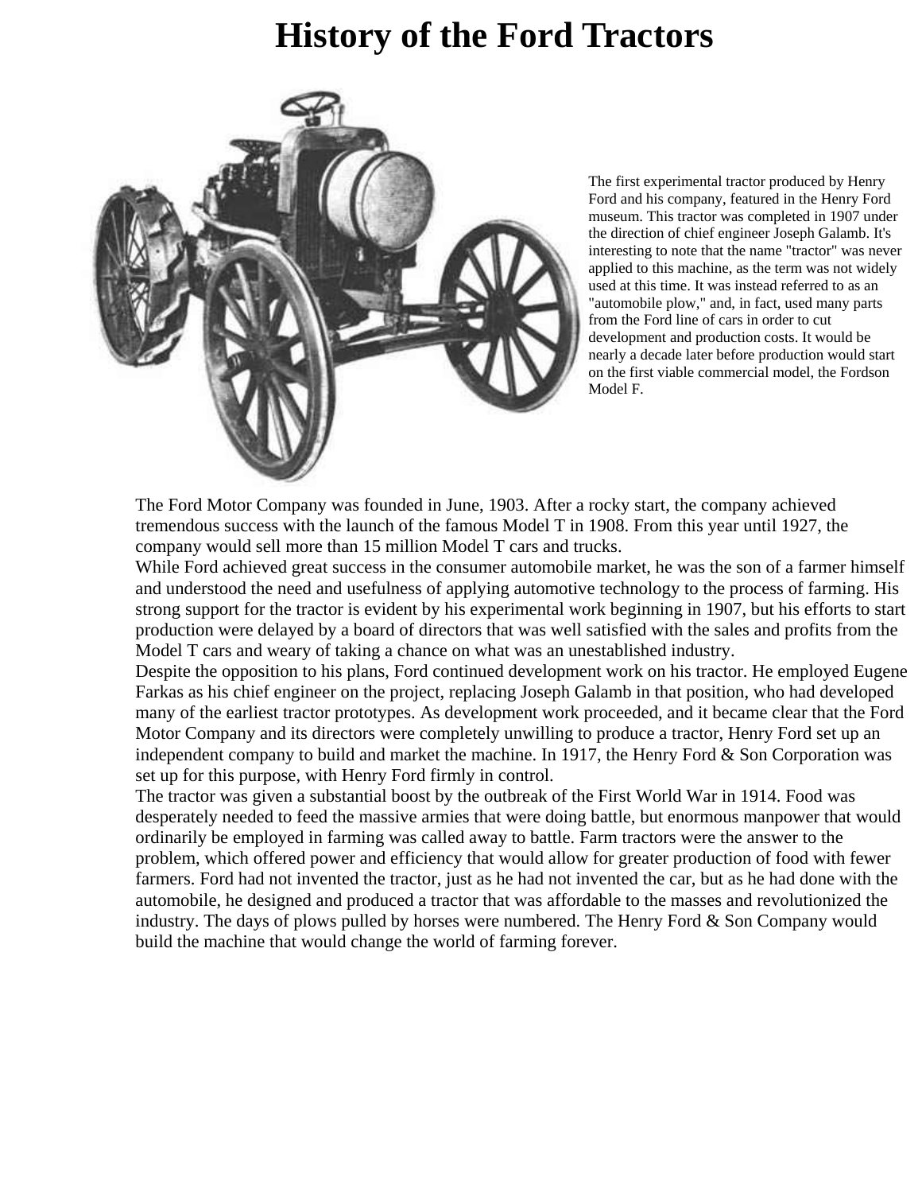# History of the Ford Tractors

The first experimental tractor produced by Henry Ford and his company, featured in the Henry Ford museum. This tractor was completed in 1907 under the direction of chief engineer Joseph Galamb. It's interesting to note that the name "tractor" was never applied to this machine, as the term was not widely used at this time. It was instead referred to as an "automobile plow," and, in fact, used many parts from the Ford line of cars in order to cut development and production costs. It would be nearly a decade later before production would start on the first viable commercial model, the Fordson Model F.

The Ford Motor Company was founded in June, 1903. After a rocky start, the company achieved tremendous success with the launch of the famous Model T in 1908. From this year until 1927, the company would sell more than 15 million Model T cars and trucks.

While Ford achieved great success in the consumer automobile market, he was the son of a farmer himself and understood the need and usefulness of applying automotive technology to the process of farming. His strong support for the tractor is evident by his experimental work beginning in 1907, but his efforts to start production were delayed by a board of directors that was well satisfied with the sales and profits from the Model T cars and weary of taking a chance on what was an unestablished industry.

Despite the opposition to his plans, Ford continued development work on his tractor. He employed Eugene Farkas as his chief engineer on the project, replacing Joseph Galamb in that position, who had developed many of the earliest tractor prototypes. As development work proceeded, and it became clear that the Ford Motor Company and its directors were completely unwilling to produce a tractor, Henry Ford set up an independent company to build and market the machine. In 1917, the Henry Ford & Son Corporation was set up for this purpose, with Henry Ford firmly in control.

The tractor was given a substantial boost by the outbreak of the First World War in 1914. Food was desperately needed to feed the massive armies that were doing battle, but enormous manpower that would ordinarily be employed in farming was called away to battle. Farm tractors were the answer to the problem, which offered power and efficiency that would allow for greater production of food with fewer farmers. Ford had not invented the tractor, just as he had not invented the car, but as he had done with the automobile, he designed and produced a tractor that was affordable to the masses and revolutionized the industry. The days of plows pulled by horses were numbered. The Henry Ford & Son Company would build the machine that would change the world of farming forever.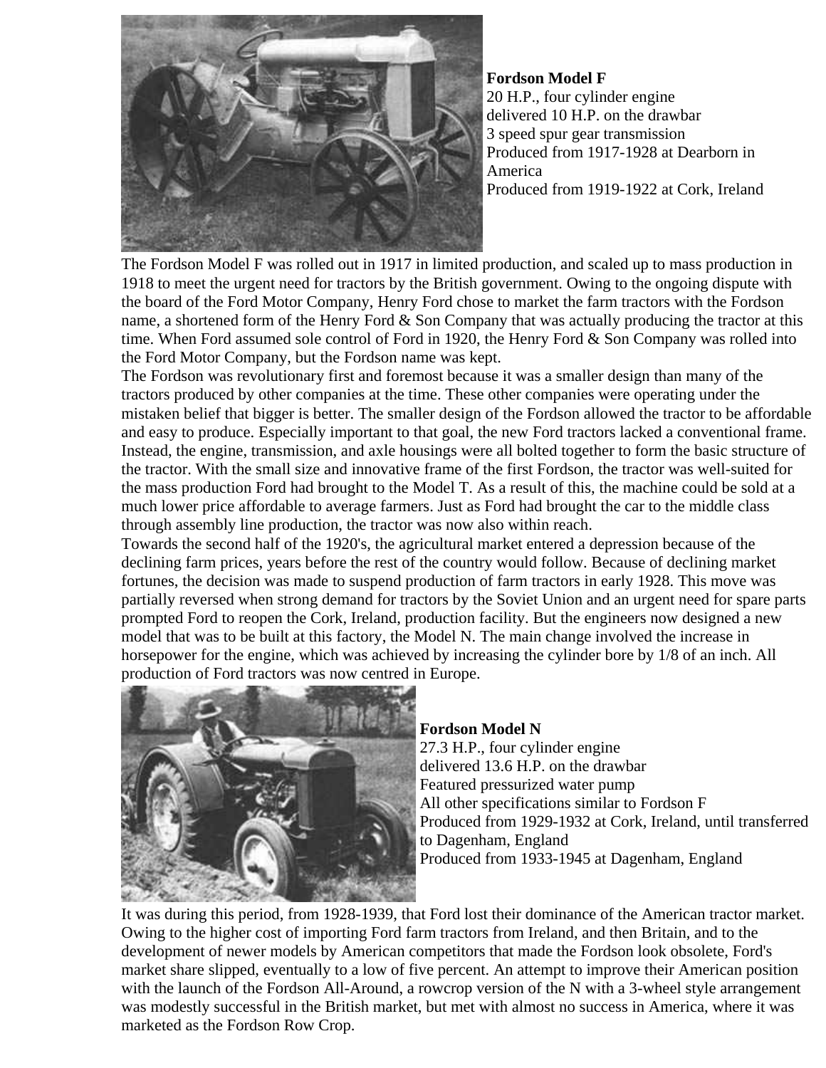**Fordson Model F**
20 H.P., four cylinder engine
delivered 10 H.P. on the drawbar
3 speed spur gear transmission
Produced from 1917-1928 at Dearborn in America
Produced from 1919-1922 at Cork, Ireland

The Fordson Model F was rolled out in 1917 in limited production, and scaled up to mass production in 1918 to meet the urgent need for tractors by the British government. Owing to the ongoing dispute with the board of the Ford Motor Company, Henry Ford chose to market the farm tractors with the Fordson name, a shortened form of the Henry Ford & Son Company that was actually producing the tractor at this time. When Ford assumed sole control of Ford in 1920, the Henry Ford & Son Company was rolled into the Ford Motor Company, but the Fordson name was kept.

The Fordson was revolutionary first and foremost because it was a smaller design than many of the tractors produced by other companies at the time. These other companies were operating under the mistaken belief that bigger is better. The smaller design of the Fordson allowed the tractor to be affordable and easy to produce. Especially important to that goal, the new Ford tractors lacked a conventional frame. Instead, the engine, transmission, and axle housings were all bolted together to form the basic structure of the tractor. With the small size and innovative frame of the first Fordson, the tractor was well-suited for the mass production Ford had brought to the Model T. As a result of this, the machine could be sold at a much lower price affordable to average farmers. Just as Ford had brought the car to the middle class through assembly line production, the tractor was now also within reach.

Towards the second half of the 1920's, the agricultural market entered a depression because of the declining farm prices, years before the rest of the country would follow. Because of declining market fortunes, the decision was made to suspend production of farm tractors in early 1928. This move was partially reversed when strong demand for tractors by the Soviet Union and an urgent need for spare parts prompted Ford to reopen the Cork, Ireland, production facility. But the engineers now designed a new model that was to be built at this factory, the Model N. The main change involved the increase in horsepower for the engine, which was achieved by increasing the cylinder bore by 1/8 of an inch. All production of Ford tractors was now centred in Europe.

**Fordson Model N**
27.3 H.P., four cylinder engine
delivered 13.6 H.P. on the drawbar
Featured pressurized water pump
All other specifications similar to Fordson F
Produced from 1929-1932 at Cork, Ireland, until transferred to Dagenham, England
Produced from 1933-1945 at Dagenham, England

It was during this period, from 1928-1939, that Ford lost their dominance of the American tractor market. Owing to the higher cost of importing Ford farm tractors from Ireland, and then Britain, and to the development of newer models by American competitors that made the Fordson look obsolete, Ford's market share slipped, eventually to a low of five percent. An attempt to improve their American position with the launch of the Fordson All-Around, a rowcrop version of the N with a 3-wheel style arrangement was modestly successful in the British market, but met with almost no success in America, where it was marketed as the Fordson Row Crop.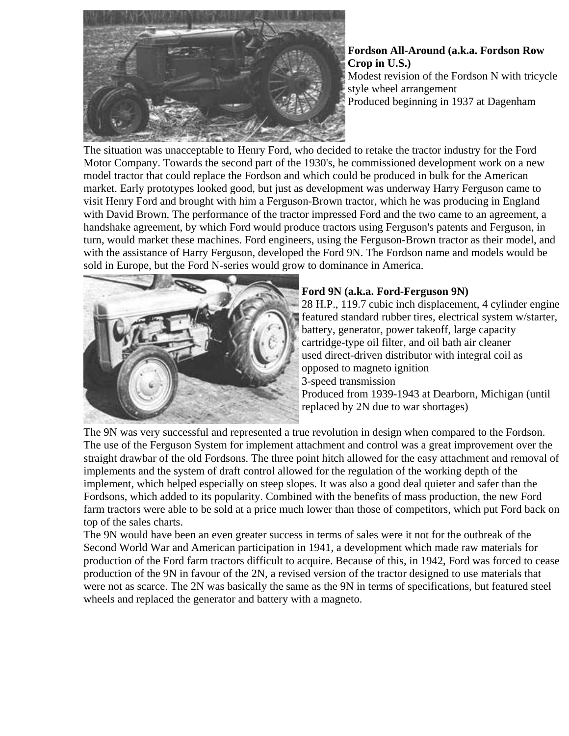**Fordson All-Around (a.k.a. Fordson Row Crop in U.S.)**
Modest revision of the Fordson N with tricycle style wheel arrangement
Produced beginning in 1937 at Dagenham

The situation was unacceptable to Henry Ford, who decided to retake the tractor industry for the Ford Motor Company. Towards the second part of the 1930's, he commissioned development work on a new model tractor that could replace the Fordson and which could be produced in bulk for the American market. Early prototypes looked good, but just as development was underway Harry Ferguson came to visit Henry Ford and brought with him a Ferguson-Brown tractor, which he was producing in England with David Brown. The performance of the tractor impressed Ford and the two came to an agreement, a handshake agreement, by which Ford would produce tractors using Ferguson's patents and Ferguson, in turn, would market these machines. Ford engineers, using the Ferguson-Brown tractor as their model, and with the assistance of Harry Ferguson, developed the Ford 9N. The Fordson name and models would be sold in Europe, but the Ford N-series would grow to dominance in America.

**Ford 9N (a.k.a. Ford-Ferguson 9N)**
28 H.P., 119.7 cubic inch displacement, 4 cylinder engine
featured standard rubber tires, electrical system w/starter, battery, generator, power takeoff, large capacity cartridge-type oil filter, and oil bath air cleaner
used direct-driven distributor with integral coil as opposed to magneto ignition
3-speed transmission
Produced from 1939-1943 at Dearborn, Michigan (until replaced by 2N due to war shortages)

The 9N was very successful and represented a true revolution in design when compared to the Fordson. The use of the Ferguson System for implement attachment and control was a great improvement over the straight drawbar of the old Fordsons. The three point hitch allowed for the easy attachment and removal of implements and the system of draft control allowed for the regulation of the working depth of the implement, which helped especially on steep slopes. It was also a good deal quieter and safer than the Fordsons, which added to its popularity. Combined with the benefits of mass production, the new Ford farm tractors were able to be sold at a price much lower than those of competitors, which put Ford back on top of the sales charts.
The 9N would have been an even greater success in terms of sales were it not for the outbreak of the Second World War and American participation in 1941, a development which made raw materials for production of the Ford farm tractors difficult to acquire. Because of this, in 1942, Ford was forced to cease production of the 9N in favour of the 2N, a revised version of the tractor designed to use materials that were not as scarce. The 2N was basically the same as the 9N in terms of specifications, but featured steel wheels and replaced the generator and battery with a magneto.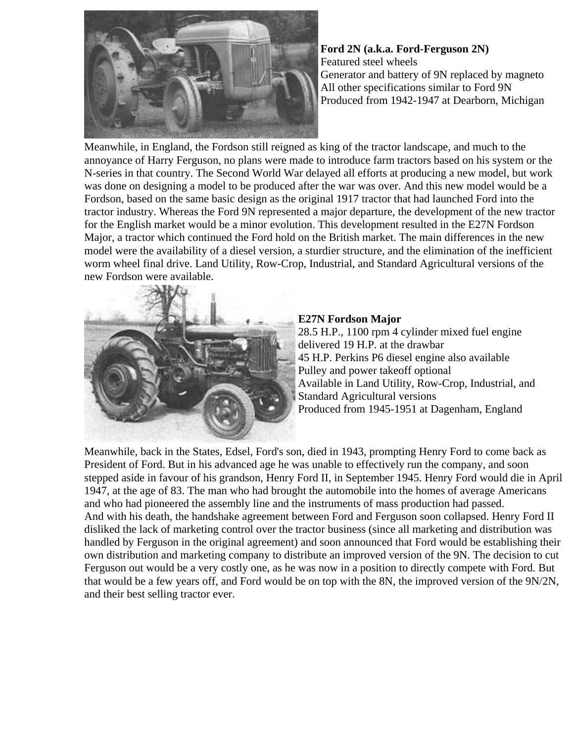**Ford 2N (a.k.a. Ford-Ferguson 2N)**
Featured steel wheels
Generator and battery of 9N replaced by magneto
All other specifications similar to Ford 9N
Produced from 1942-1947 at Dearborn, Michigan

Meanwhile, in England, the Fordson still reigned as king of the tractor landscape, and much to the annoyance of Harry Ferguson, no plans were made to introduce farm tractors based on his system or the N-series in that country. The Second World War delayed all efforts at producing a new model, but work was done on designing a model to be produced after the war was over. And this new model would be a Fordson, based on the same basic design as the original 1917 tractor that had launched Ford into the tractor industry. Whereas the Ford 9N represented a major departure, the development of the new tractor for the English market would be a minor evolution. This development resulted in the E27N Fordson Major, a tractor which continued the Ford hold on the British market. The main differences in the new model were the availability of a diesel version, a sturdier structure, and the elimination of the inefficient worm wheel final drive. Land Utility, Row-Crop, Industrial, and Standard Agricultural versions of the new Fordson were available.

**E27N Fordson Major**
28.5 H.P., 1100 rpm 4 cylinder mixed fuel engine delivered 19 H.P. at the drawbar
45 H.P. Perkins P6 diesel engine also available
Pulley and power takeoff optional
Available in Land Utility, Row-Crop, Industrial, and Standard Agricultural versions
Produced from 1945-1951 at Dagenham, England

Meanwhile, back in the States, Edsel, Ford's son, died in 1943, prompting Henry Ford to come back as President of Ford. But in his advanced age he was unable to effectively run the company, and soon stepped aside in favour of his grandson, Henry Ford II, in September 1945. Henry Ford would die in April 1947, at the age of 83. The man who had brought the automobile into the homes of average Americans and who had pioneered the assembly line and the instruments of mass production had passed.
And with his death, the handshake agreement between Ford and Ferguson soon collapsed. Henry Ford II disliked the lack of marketing control over the tractor business (since all marketing and distribution was handled by Ferguson in the original agreement) and soon announced that Ford would be establishing their own distribution and marketing company to distribute an improved version of the 9N. The decision to cut Ferguson out would be a very costly one, as he was now in a position to directly compete with Ford. But that would be a few years off, and Ford would be on top with the 8N, the improved version of the 9N/2N, and their best selling tractor ever.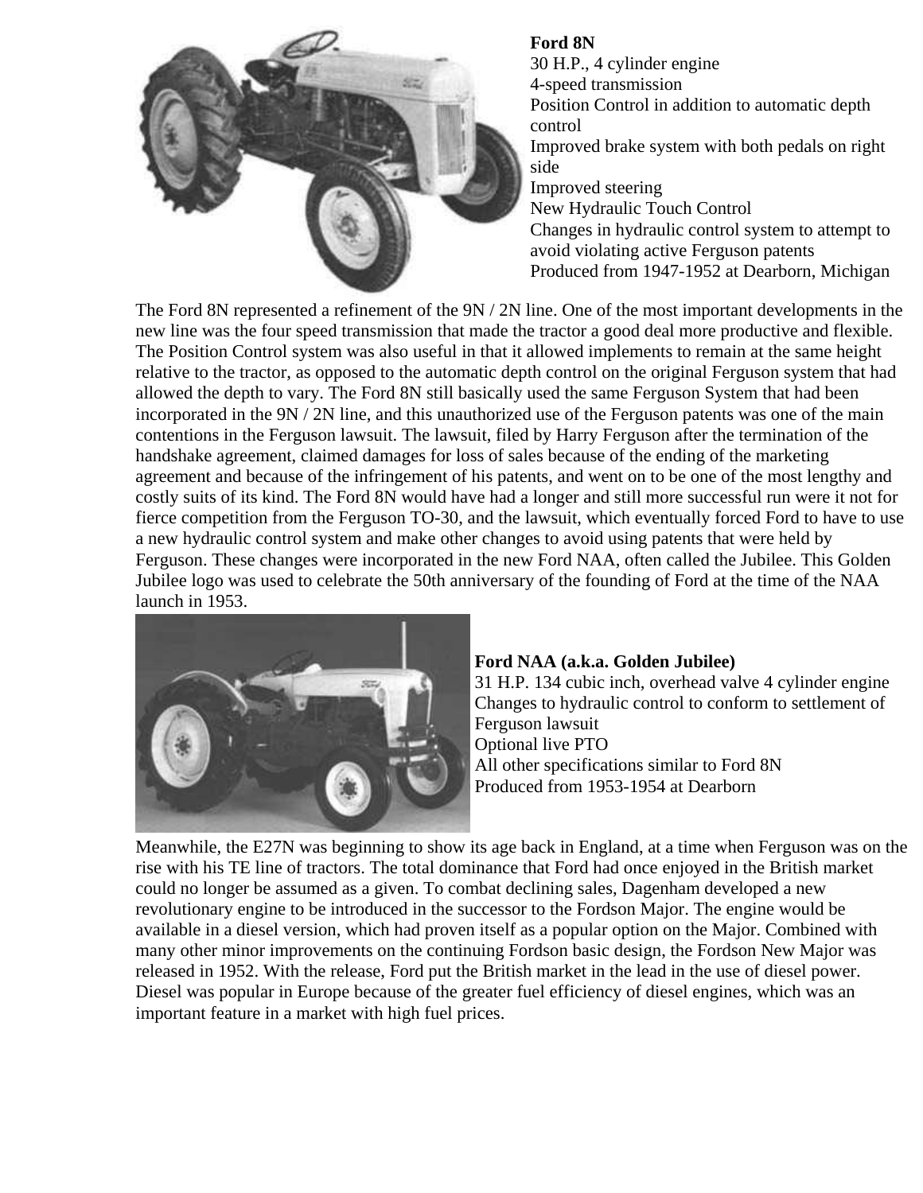**Ford 8N**
30 H.P., 4 cylinder engine
4-speed transmission
Position Control in addition to automatic depth control
Improved brake system with both pedals on right side
Improved steering
New Hydraulic Touch Control
Changes in hydraulic control system to attempt to avoid violating active Ferguson patents
Produced from 1947-1952 at Dearborn, Michigan

The Ford 8N represented a refinement of the 9N / 2N line. One of the most important developments in the new line was the four speed transmission that made the tractor a good deal more productive and flexible. The Position Control system was also useful in that it allowed implements to remain at the same height relative to the tractor, as opposed to the automatic depth control on the original Ferguson system that had allowed the depth to vary. The Ford 8N still basically used the same Ferguson System that had been incorporated in the 9N / 2N line, and this unauthorized use of the Ferguson patents was one of the main contentions in the Ferguson lawsuit. The lawsuit, filed by Harry Ferguson after the termination of the handshake agreement, claimed damages for loss of sales because of the ending of the marketing agreement and because of the infringement of his patents, and went on to be one of the most lengthy and costly suits of its kind. The Ford 8N would have had a longer and still more successful run were it not for fierce competition from the Ferguson TO-30, and the lawsuit, which eventually forced Ford to have to use a new hydraulic control system and make other changes to avoid using patents that were held by Ferguson. These changes were incorporated in the new Ford NAA, often called the Jubilee. This Golden Jubilee logo was used to celebrate the 50th anniversary of the founding of Ford at the time of the NAA launch in 1953.

**Ford NAA (a.k.a. Golden Jubilee)**
31 H.P. 134 cubic inch, overhead valve 4 cylinder engine
Changes to hydraulic control to conform to settlement of Ferguson lawsuit
Optional live PTO
All other specifications similar to Ford 8N
Produced from 1953-1954 at Dearborn

Meanwhile, the E27N was beginning to show its age back in England, at a time when Ferguson was on the rise with his TE line of tractors. The total dominance that Ford had once enjoyed in the British market could no longer be assumed as a given. To combat declining sales, Dagenham developed a new revolutionary engine to be introduced in the successor to the Fordson Major. The engine would be available in a diesel version, which had proven itself as a popular option on the Major. Combined with many other minor improvements on the continuing Fordson basic design, the Fordson New Major was released in 1952. With the release, Ford put the British market in the lead in the use of diesel power. Diesel was popular in Europe because of the greater fuel efficiency of diesel engines, which was an important feature in a market with high fuel prices.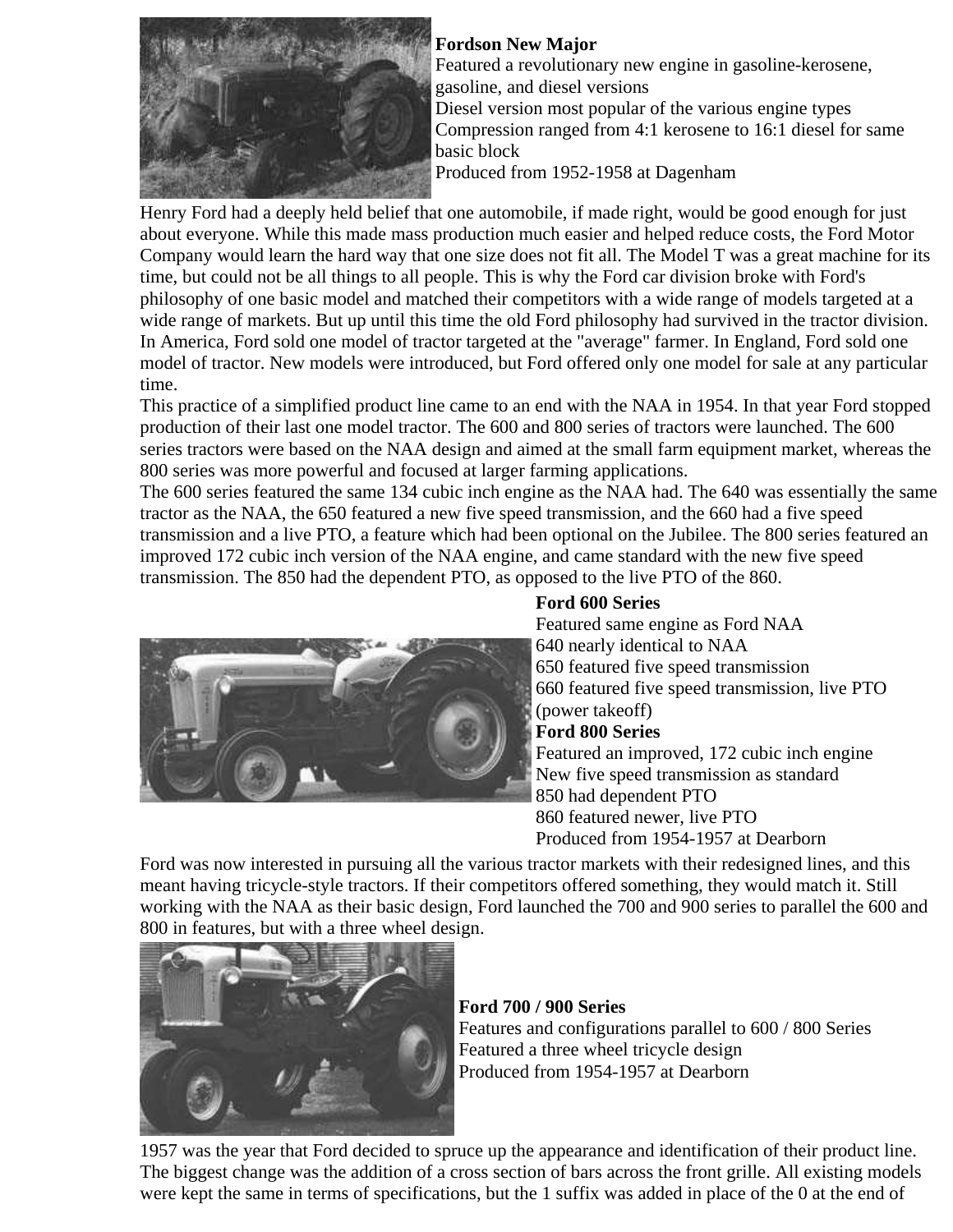**Fordson New Major**
Featured a revolutionary new engine in gasoline-kerosene, gasoline, and diesel versions
Diesel version most popular of the various engine types
Compression ranged from 4:1 kerosene to 16:1 diesel for same basic block
Produced from 1952-1958 at Dagenham

Henry Ford had a deeply held belief that one automobile, if made right, would be good enough for just about everyone. While this made mass production much easier and helped reduce costs, the Ford Motor Company would learn the hard way that one size does not fit all. The Model T was a great machine for its time, but could not be all things to all people. This is why the Ford car division broke with Ford's philosophy of one basic model and matched their competitors with a wide range of models targeted at a wide range of markets. But up until this time the old Ford philosophy had survived in the tractor division. In America, Ford sold one model of tractor targeted at the "average" farmer. In England, Ford sold one model of tractor. New models were introduced, but Ford offered only one model for sale at any particular time.

This practice of a simplified product line came to an end with the NAA in 1954. In that year Ford stopped production of their last one model tractor. The 600 and 800 series of tractors were launched. The 600 series tractors were based on the NAA design and aimed at the small farm equipment market, whereas the 800 series was more powerful and focused at larger farming applications.

The 600 series featured the same 134 cubic inch engine as the NAA had. The 640 was essentially the same tractor as the NAA, the 650 featured a new five speed transmission, and the 660 had a five speed transmission and a live PTO, a feature which had been optional on the Jubilee. The 800 series featured an improved 172 cubic inch version of the NAA engine, and came standard with the new five speed transmission. The 850 had the dependent PTO, as opposed to the live PTO of the 860.

**Ford 600 Series**
Featured same engine as Ford NAA
640 nearly identical to NAA
650 featured five speed transmission
660 featured five speed transmission, live PTO (power takeoff)

**Ford 800 Series**
Featured an improved, 172 cubic inch engine
New five speed transmission as standard
850 had dependent PTO
860 featured newer, live PTO
Produced from 1954-1957 at Dearborn

Ford was now interested in pursuing all the various tractor markets with their redesigned lines, and this meant having tricycle-style tractors. If their competitors offered something, they would match it. Still working with the NAA as their basic design, Ford launched the 700 and 900 series to parallel the 600 and 800 in features, but with a three wheel design.

**Ford 700 / 900 Series**
Features and configurations parallel to 600 / 800 Series
Featured a three wheel tricycle design
Produced from 1954-1957 at Dearborn

1957 was the year that Ford decided to spruce up the appearance and identification of their product line. The biggest change was the addition of a cross section of bars across the front grille. All existing models were kept the same in terms of specifications, but the 1 suffix was added in place of the 0 at the end of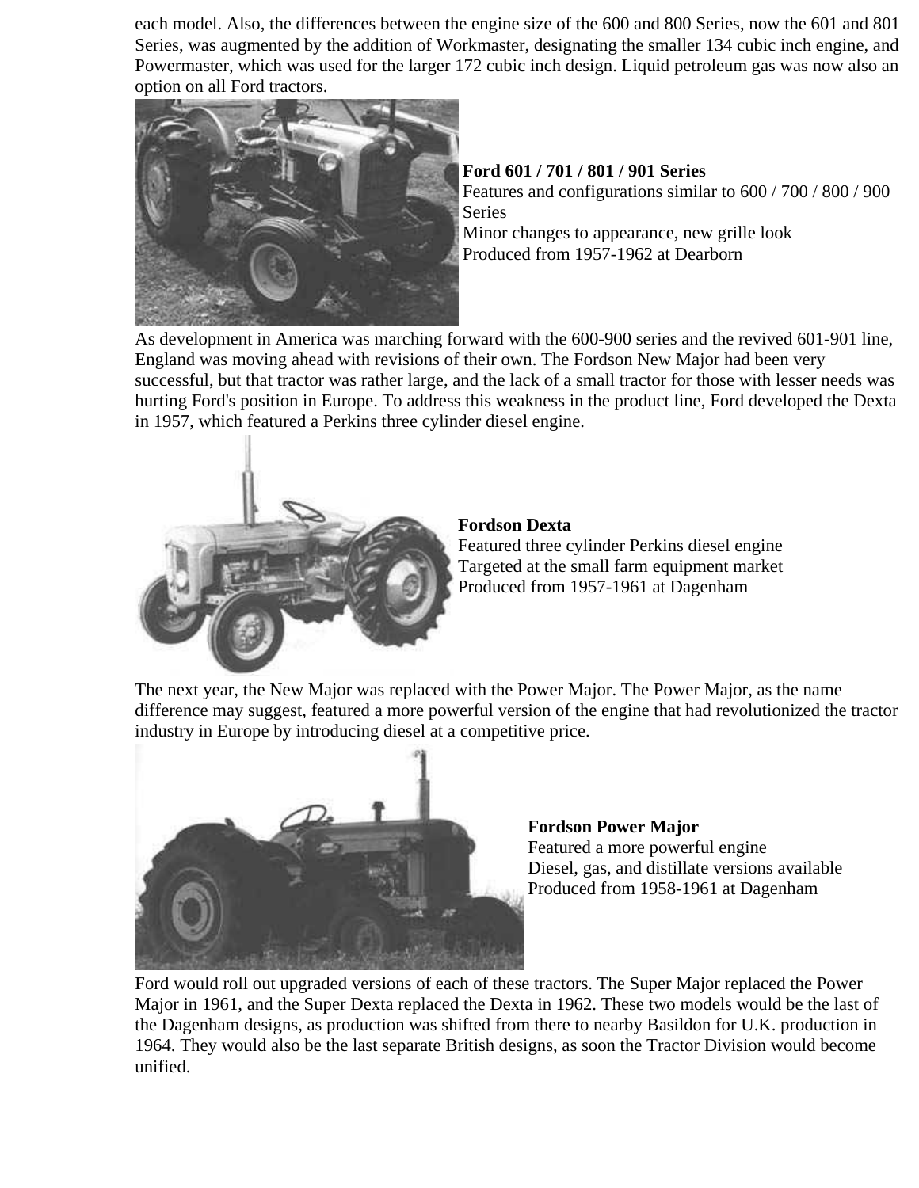each model. Also, the differences between the engine size of the 600 and 800 Series, now the 601 and 801 Series, was augmented by the addition of Workmaster, designating the smaller 134 cubic inch engine, and Powermaster, which was used for the larger 172 cubic inch design. Liquid petroleum gas was now also an option on all Ford tractors.

**Ford 601 / 701 / 801 / 901 Series**
Features and configurations similar to 600 / 700 / 800 / 900 Series
Minor changes to appearance, new grille look
Produced from 1957-1962 at Dearborn

As development in America was marching forward with the 600-900 series and the revived 601-901 line, England was moving ahead with revisions of their own. The Fordson New Major had been very successful, but that tractor was rather large, and the lack of a small tractor for those with lesser needs was hurting Ford's position in Europe. To address this weakness in the product line, Ford developed the Dexta in 1957, which featured a Perkins three cylinder diesel engine.

**Fordson Dexta**
Featured three cylinder Perkins diesel engine
Targeted at the small farm equipment market
Produced from 1957-1961 at Dagenham

The next year, the New Major was replaced with the Power Major. The Power Major, as the name difference may suggest, featured a more powerful version of the engine that had revolutionized the tractor industry in Europe by introducing diesel at a competitive price.

**Fordson Power Major**
Featured a more powerful engine
Diesel, gas, and distillate versions available
Produced from 1958-1961 at Dagenham

Ford would roll out upgraded versions of each of these tractors. The Super Major replaced the Power Major in 1961, and the Super Dexta replaced the Dexta in 1962. These two models would be the last of the Dagenham designs, as production was shifted from there to nearby Basildon for U.K. production in 1964. They would also be the last separate British designs, as soon the Tractor Division would become unified.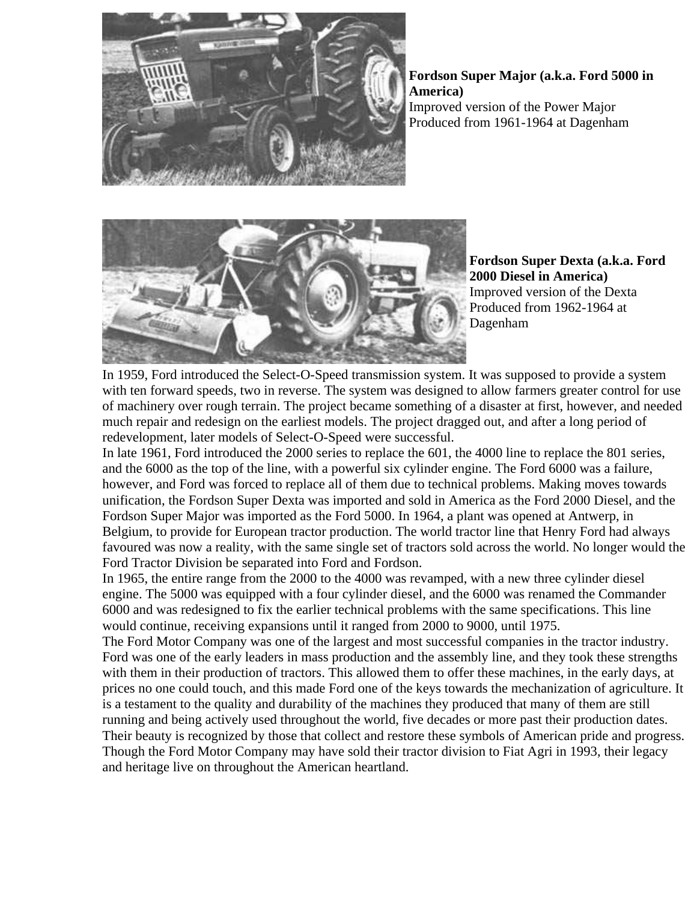**Fordson Super Major (a.k.a. Ford 5000 in America)**
Improved version of the Power Major
Produced from 1961-1964 at Dagenham

**Fordson Super Dexta (a.k.a. Ford 2000 Diesel in America)**
Improved version of the Dexta
Produced from 1962-1964 at Dagenham

In 1959, Ford introduced the Select-O-Speed transmission system. It was supposed to provide a system with ten forward speeds, two in reverse. The system was designed to allow farmers greater control for use of machinery over rough terrain. The project became something of a disaster at first, however, and needed much repair and redesign on the earliest models. The project dragged out, and after a long period of redevelopment, later models of Select-O-Speed were successful.

In late 1961, Ford introduced the 2000 series to replace the 601, the 4000 line to replace the 801 series, and the 6000 as the top of the line, with a powerful six cylinder engine. The Ford 6000 was a failure, however, and Ford was forced to replace all of them due to technical problems. Making moves towards unification, the Fordson Super Dexta was imported and sold in America as the Ford 2000 Diesel, and the Fordson Super Major was imported as the Ford 5000. In 1964, a plant was opened at Antwerp, in Belgium, to provide for European tractor production. The world tractor line that Henry Ford had always favoured was now a reality, with the same single set of tractors sold across the world. No longer would the Ford Tractor Division be separated into Ford and Fordson.

In 1965, the entire range from the 2000 to the 4000 was revamped, with a new three cylinder diesel engine. The 5000 was equipped with a four cylinder diesel, and the 6000 was renamed the Commander 6000 and was redesigned to fix the earlier technical problems with the same specifications. This line would continue, receiving expansions until it ranged from 2000 to 9000, until 1975.

The Ford Motor Company was one of the largest and most successful companies in the tractor industry. Ford was one of the early leaders in mass production and the assembly line, and they took these strengths with them in their production of tractors. This allowed them to offer these machines, in the early days, at prices no one could touch, and this made Ford one of the keys towards the mechanization of agriculture. It is a testament to the quality and durability of the machines they produced that many of them are still running and being actively used throughout the world, five decades or more past their production dates. Their beauty is recognized by those that collect and restore these symbols of American pride and progress. Though the Ford Motor Company may have sold their tractor division to Fiat Agri in 1993, their legacy and heritage live on throughout the American heartland.